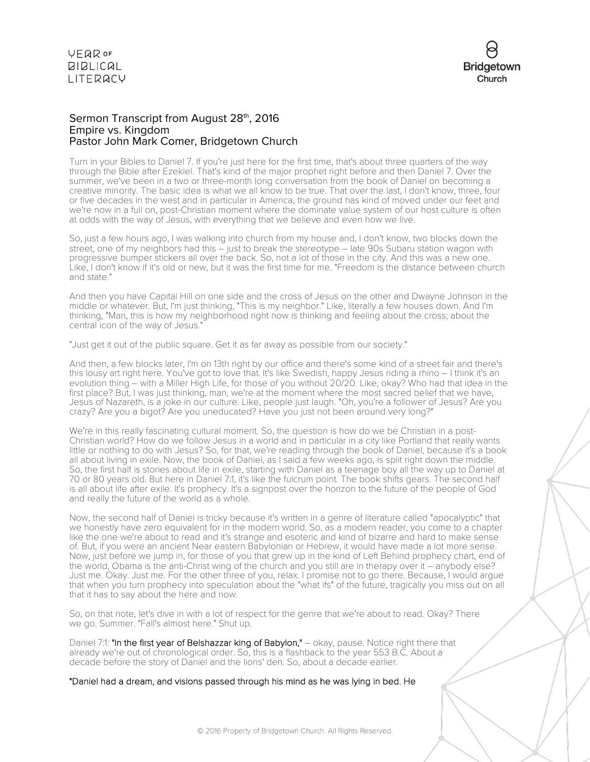## Sermon Transcript from August 28th, 2016
## Empire vs. Kingdom
## Pastor John Mark Comer, Bridgetown Church

Turn in your Bibles to Daniel 7. If you're just here for the first time, that's about three quarters of the way through the Bible after Ezekiel. That's kind of the major prophet right before and then Daniel 7. Over the summer, we've been in a two or three-month long conversation from the book of Daniel on becoming a creative minority. The basic idea is what we all know to be true. That over the last, I don't know, three, four or five decades in the west and in particular in America, the ground has kind of moved under our feet and we're now in a full on, post-Christian moment where the dominate value system of our host culture is often at odds with the way of Jesus, with everything that we believe and even how we live.

So, just a few hours ago, I was walking into church from my house and, I don't know, two blocks down the street, one of my neighbors had this – just to break the stereotype – late 90s Subaru station wagon with progressive bumper stickers all over the back. So, not a lot of those in the city. And this was a new one. Like, I don't know if it's old or new, but it was the first time for me. "Freedom is the distance between church and state."

And then you have Capital Hill on one side and the cross of Jesus on the other and Dwayne Johnson in the middle or whatever. But, I'm just thinking, "This is my neighbor." Like, literally a few houses down. And I'm thinking, "Man, this is how my neighborhood right now is thinking and feeling about the cross; about the central icon of the way of Jesus."

"Just get it out of the public square. Get it as far away as possible from our society."

And then, a few blocks later, I'm on 13th right by our office and there's some kind of a street fair and there's this lousy art right here. You've got to love that. It's like Swedish, happy Jesus riding a rhino – I think it's an evolution thing – with a Miller High Life, for those of you without 20/20. Like, okay? Who had that idea in the first place? But, I was just thinking, man, we're at the moment where the most sacred belief that we have, Jesus of Nazareth, is a joke in our culture. Like, people just laugh. "Oh, you're a follower of Jesus? Are you crazy? Are you a bigot? Are you uneducated? Have you just not been around very long?"

We're in this really fascinating cultural moment. So, the question is how do we be Christian in a post-Christian world? How do we follow Jesus in a world and in particular in a city like Portland that really wants little or nothing to do with Jesus? So, for that, we're reading through the book of Daniel, because it's a book all about living in exile. Now, the book of Daniel, as I said a few weeks ago, is split right down the middle. So, the first half is stories about life in exile, starting with Daniel as a teenage boy all the way up to Daniel at 70 or 80 years old. But here in Daniel 7:1, it's like the fulcrum point. The book shifts gears. The second half is all about life after exile. It's prophecy. It's a signpost over the horizon to the future of the people of God and really the future of the world as a whole.

Now, the second half of Daniel is tricky because it's written in a genre of literature called "apocalyptic" that we honestly have zero equivalent for in the modern world. So, as a modern reader, you come to a chapter like the one we're about to read and it's strange and esoteric and kind of bizarre and hard to make sense of. But, if you were an ancient Near eastern Babylonian or Hebrew, it would have made a lot more sense. Now, just before we jump in, for those of you that grew up in the kind of Left Behind prophecy chart, end of the world, Obama is the anti-Christ wing of the church and you still are in therapy over it – anybody else? Just me. Okay. Just me. For the other three of you, relax. I promise not to go there. Because, I would argue that when you turn prophecy into speculation about the "what ifs" of the future, tragically you miss out on all that it has to say about the here and now.

So, on that note, let's dive in with a lot of respect for the genre that we're about to read. Okay? There we go. Summer. "Fall's almost here." Shut up.

Daniel 7:1: "In the first year of Belshazzar king of Babylon," – okay, pause. Notice right there that already we're out of chronological order. So, this is a flashback to the year 553 B.C. About a decade before the story of Daniel and the lions' den. So, about a decade earlier.

"Daniel had a dream, and visions passed through his mind as he was lying in bed. He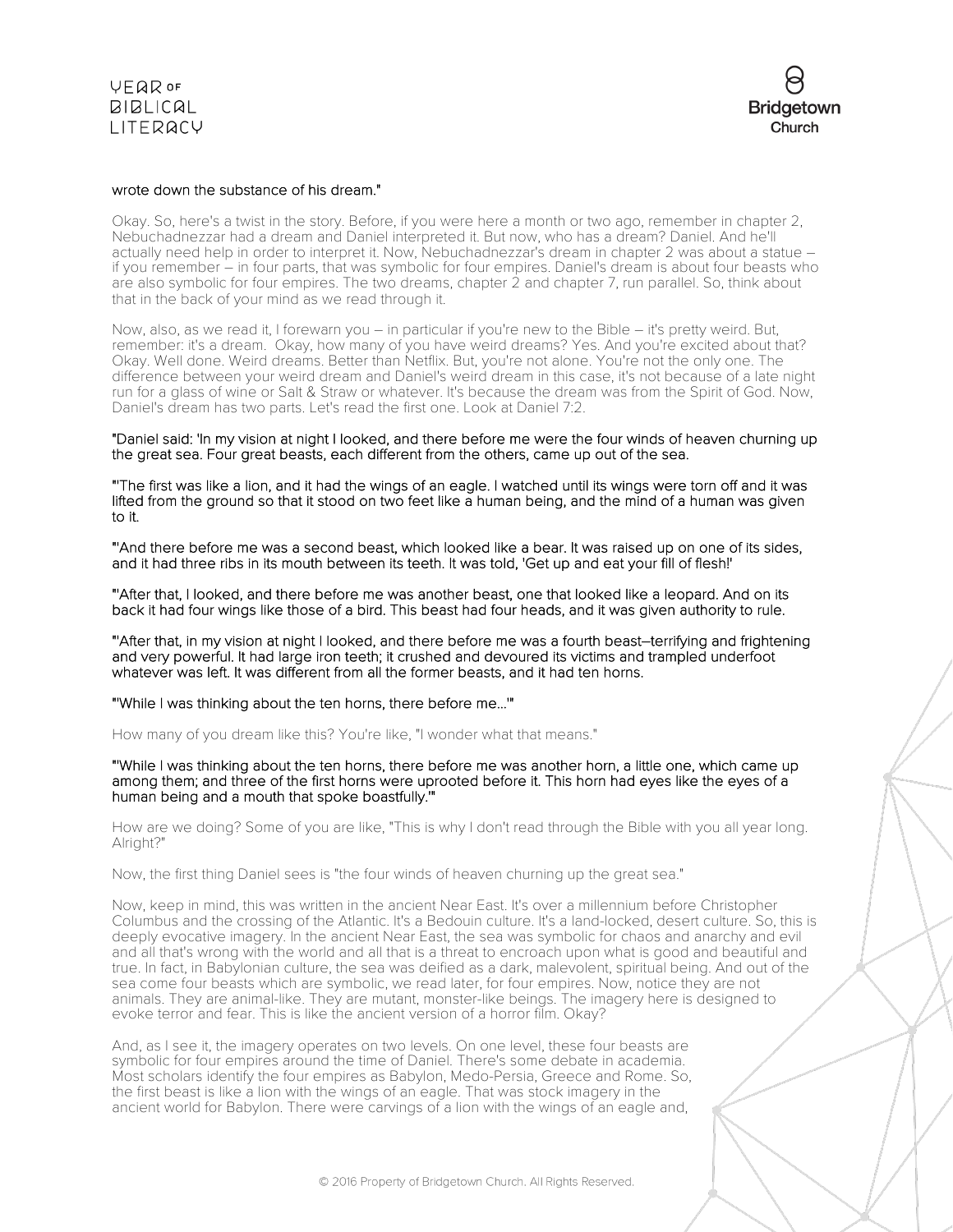wrote down the substance of his dream."

Okay. So, here's a twist in the story. Before, if you were here a month or two ago, remember in chapter 2, Nebuchadnezzar had a dream and Daniel interpreted it. But now, who has a dream? Daniel. And he'll actually need help in order to interpret it. Now, Nebuchadnezzar's dream in chapter 2 was about a statue – if you remember – in four parts, that was symbolic for four empires. Daniel's dream is about four beasts who are also symbolic for four empires. The two dreams, chapter 2 and chapter 7, run parallel. So, think about that in the back of your mind as we read through it.

Now, also, as we read it, I forewarn you – in particular if you're new to the Bible – it's pretty weird. But, remember: it's a dream. Okay, how many of you have weird dreams? Yes. And you're excited about that? Okay. Well done. Weird dreams. Better than Netflix. But, you're not alone. You're not the only one. The difference between your weird dream and Daniel's weird dream in this case, it's not because of a late night run for a glass of wine or Salt & Straw or whatever. It's because the dream was from the Spirit of God. Now, Daniel's dream has two parts. Let's read the first one. Look at Daniel 7:2.

"Daniel said: 'In my vision at night I looked, and there before me were the four winds of heaven churning up the great sea. Four great beasts, each different from the others, came up out of the sea.

"'The first was like a lion, and it had the wings of an eagle. I watched until its wings were torn off and it was lifted from the ground so that it stood on two feet like a human being, and the mind of a human was given to it.

"'And there before me was a second beast, which looked like a bear. It was raised up on one of its sides, and it had three ribs in its mouth between its teeth. It was told, 'Get up and eat your fill of flesh!'

"'After that, I looked, and there before me was another beast, one that looked like a leopard. And on its back it had four wings like those of a bird. This beast had four heads, and it was given authority to rule.

"'After that, in my vision at night I looked, and there before me was a fourth beast–terrifying and frightening and very powerful. It had large iron teeth; it crushed and devoured its victims and trampled underfoot whatever was left. It was different from all the former beasts, and it had ten horns.

"'While I was thinking about the ten horns, there before me...'"

How many of you dream like this? You're like, "I wonder what that means."

"'While I was thinking about the ten horns, there before me was another horn, a little one, which came up among them; and three of the first horns were uprooted before it. This horn had eyes like the eyes of a human being and a mouth that spoke boastfully.'"

How are we doing? Some of you are like, "This is why I don't read through the Bible with you all year long. Alright?"

Now, the first thing Daniel sees is "the four winds of heaven churning up the great sea."

Now, keep in mind, this was written in the ancient Near East. It's over a millennium before Christopher Columbus and the crossing of the Atlantic. It's a Bedouin culture. It's a land-locked, desert culture. So, this is deeply evocative imagery. In the ancient Near East, the sea was symbolic for chaos and anarchy and evil and all that's wrong with the world and all that is a threat to encroach upon what is good and beautiful and true. In fact, in Babylonian culture, the sea was deified as a dark, malevolent, spiritual being. And out of the sea come four beasts which are symbolic, we read later, for four empires. Now, notice they are not animals. They are animal-like. They are mutant, monster-like beings. The imagery here is designed to evoke terror and fear. This is like the ancient version of a horror film. Okay?

And, as I see it, the imagery operates on two levels. On one level, these four beasts are symbolic for four empires around the time of Daniel. There's some debate in academia. Most scholars identify the four empires as Babylon, Medo-Persia, Greece and Rome. So, the first beast is like a lion with the wings of an eagle. That was stock imagery in the ancient world for Babylon. There were carvings of a lion with the wings of an eagle and,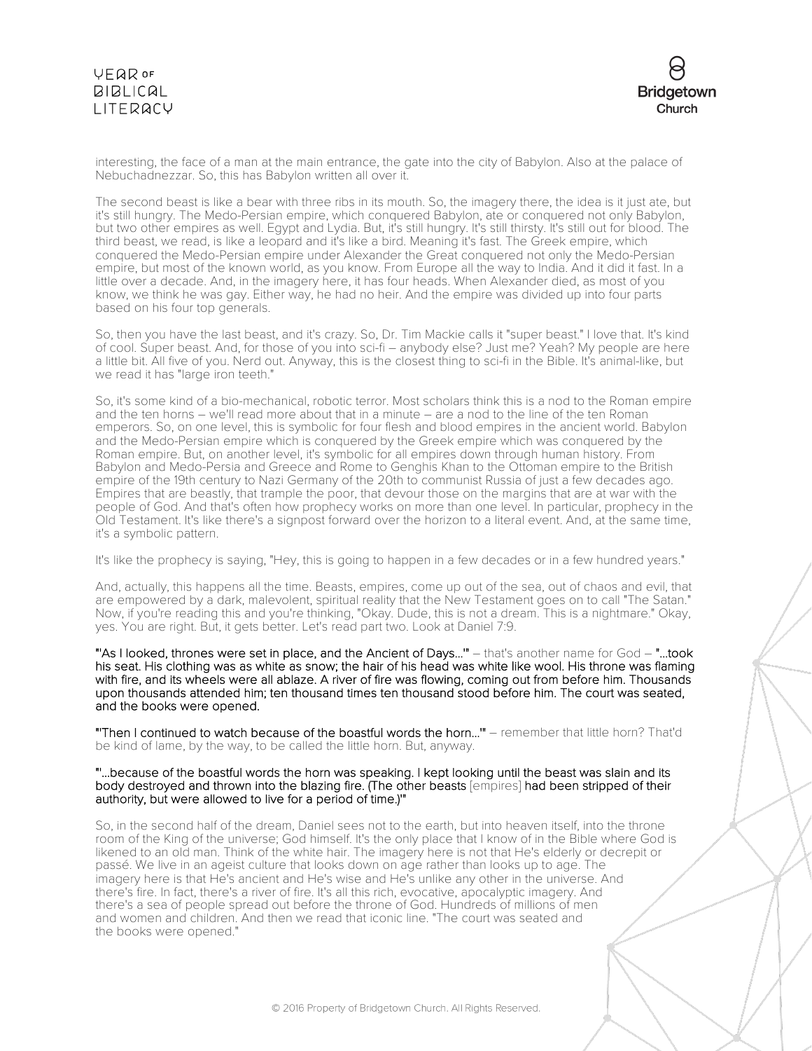interesting, the face of a man at the main entrance, the gate into the city of Babylon. Also at the palace of Nebuchadnezzar. So, this has Babylon written all over it.

The second beast is like a bear with three ribs in its mouth. So, the imagery there, the idea is it just ate, but it's still hungry. The Medo-Persian empire, which conquered Babylon, ate or conquered not only Babylon, but two other empires as well. Egypt and Lydia. But, it's still hungry. It's still thirsty. It's still out for blood. The third beast, we read, is like a leopard and it's like a bird. Meaning it's fast. The Greek empire, which conquered the Medo-Persian empire under Alexander the Great conquered not only the Medo-Persian empire, but most of the known world, as you know. From Europe all the way to India. And it did it fast. In a little over a decade. And, in the imagery here, it has four heads. When Alexander died, as most of you know, we think he was gay. Either way, he had no heir. And the empire was divided up into four parts based on his four top generals.

So, then you have the last beast, and it's crazy. So, Dr. Tim Mackie calls it "super beast." I love that. It's kind of cool. Super beast. And, for those of you into sci-fi – anybody else? Just me? Yeah? My people are here a little bit. All five of you. Nerd out. Anyway, this is the closest thing to sci-fi in the Bible. It's animal-like, but we read it has "large iron teeth."

So, it's some kind of a bio-mechanical, robotic terror. Most scholars think this is a nod to the Roman empire and the ten horns – we'll read more about that in a minute – are a nod to the line of the ten Roman emperors. So, on one level, this is symbolic for four flesh and blood empires in the ancient world. Babylon and the Medo-Persian empire which is conquered by the Greek empire which was conquered by the Roman empire. But, on another level, it's symbolic for all empires down through human history. From Babylon and Medo-Persia and Greece and Rome to Genghis Khan to the Ottoman empire to the British empire of the 19th century to Nazi Germany of the 20th to communist Russia of just a few decades ago. Empires that are beastly, that trample the poor, that devour those on the margins that are at war with the people of God. And that's often how prophecy works on more than one level. In particular, prophecy in the Old Testament. It's like there's a signpost forward over the horizon to a literal event. And, at the same time, it's a symbolic pattern.

It's like the prophecy is saying, "Hey, this is going to happen in a few decades or in a few hundred years."

And, actually, this happens all the time. Beasts, empires, come up out of the sea, out of chaos and evil, that are empowered by a dark, malevolent, spiritual reality that the New Testament goes on to call "The Satan." Now, if you're reading this and you're thinking, "Okay. Dude, this is not a dream. This is a nightmare." Okay, yes. You are right. But, it gets better. Let's read part two. Look at Daniel 7:9.

**"'As I looked, thrones were set in place, and the Ancient of Days...'"** – that's another name for God – **"...took his seat. His clothing was as white as snow; the hair of his head was white like wool. His throne was flaming with fire, and its wheels were all ablaze. A river of fire was flowing, coming out from before him. Thousands upon thousands attended him; ten thousand times ten thousand stood before him. The court was seated, and the books were opened.**

**"'Then I continued to watch because of the boastful words the horn...'"** – remember that little horn? That'd be kind of lame, by the way, to be called the little horn. But, anyway.

**"'...because of the boastful words the horn was speaking. I kept looking until the beast was slain and its body destroyed and thrown into the blazing fire. (The other beasts** [empires] **had been stripped of their authority, but were allowed to live for a period of time.)'"**

So, in the second half of the dream, Daniel sees not to the earth, but into heaven itself, into the throne room of the King of the universe; God himself. It's the only place that I know of in the Bible where God is likened to an old man. Think of the white hair. The imagery here is not that He's elderly or decrepit or passé. We live in an ageist culture that looks down on age rather than looks up to age. The imagery here is that He's ancient and He's wise and He's unlike any other in the universe. And there's fire. In fact, there's a river of fire. It's all this rich, evocative, apocalyptic imagery. And there's a sea of people spread out before the throne of God. Hundreds of millions of men and women and children. And then we read that iconic line. "The court was seated and the books were opened."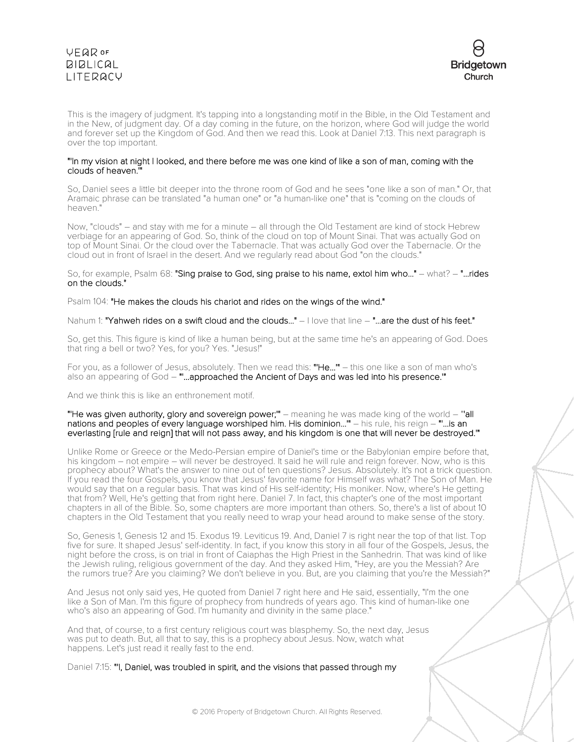This is the imagery of judgment. It's tapping into a longstanding motif in the Bible, in the Old Testament and in the New, of judgment day. Of a day coming in the future, on the horizon, where God will judge the world and forever set up the Kingdom of God. And then we read this. Look at Daniel 7:13. This next paragraph is over the top important.

**"'In my vision at night I looked, and there before me was one kind of like a son of man, coming with the clouds of heaven.'"**

So, Daniel sees a little bit deeper into the throne room of God and he sees "one like a son of man." Or, that Aramaic phrase can be translated "a human one" or "a human-like one" that is "coming on the clouds of heaven."

Now, "clouds" – and stay with me for a minute – all through the Old Testament are kind of stock Hebrew verbiage for an appearing of God. So, think of the cloud on top of Mount Sinai. That was actually God on top of Mount Sinai. Or the cloud over the Tabernacle. That was actually God over the Tabernacle. Or the cloud out in front of Israel in the desert. And we regularly read about God "on the clouds."

So, for example, Psalm 68: **"Sing praise to God, sing praise to his name, extol him who..."** – what? – **"...rides on the clouds."**

Psalm 104: **"He makes the clouds his chariot and rides on the wings of the wind."**

Nahum 1: **"Yahweh rides on a swift cloud and the clouds..."** – I love that line – **"...are the dust of his feet."**

So, get this. This figure is kind of like a human being, but at the same time he's an appearing of God. Does that ring a bell or two? Yes, for you? Yes. "Jesus!"

For you, as a follower of Jesus, absolutely. Then we read this: **"'He...'"** – this one like a son of man who's also an appearing of God – **"'...approached the Ancient of Days and was led into his presence.'"**

And we think this is like an enthronement motif.

**"'He was given authority, glory and sovereign power;'"** – meaning he was made king of the world – **"'all nations and peoples of every language worshiped him. His dominion...'"** – his rule, his reign – **"'...is an everlasting [rule and reign] that will not pass away, and his kingdom is one that will never be destroyed.'"**

Unlike Rome or Greece or the Medo-Persian empire of Daniel's time or the Babylonian empire before that, his kingdom – not empire – will never be destroyed. It said he will rule and reign forever. Now, who is this prophecy about? What's the answer to nine out of ten questions? Jesus. Absolutely. It's not a trick question. If you read the four Gospels, you know that Jesus' favorite name for Himself was what? The Son of Man. He would say that on a regular basis. That was kind of His self-identity; His moniker. Now, where's He getting that from? Well, He's getting that from right here. Daniel 7. In fact, this chapter's one of the most important chapters in all of the Bible. So, some chapters are more important than others. So, there's a list of about 10 chapters in the Old Testament that you really need to wrap your head around to make sense of the story.

So, Genesis 1, Genesis 12 and 15. Exodus 19. Leviticus 19. And, Daniel 7 is right near the top of that list. Top five for sure. It shaped Jesus' self-identity. In fact, if you know this story in all four of the Gospels, Jesus, the night before the cross, is on trial in front of Caiaphas the High Priest in the Sanhedrin. That was kind of like the Jewish ruling, religious government of the day. And they asked Him, "Hey, are you the Messiah? Are the rumors true? Are you claiming? We don't believe in you. But, are you claiming that you're the Messiah?"

And Jesus not only said yes, He quoted from Daniel 7 right here and He said, essentially, "I'm the one like a Son of Man. I'm this figure of prophecy from hundreds of years ago. This kind of human-like one who's also an appearing of God. I'm humanity and divinity in the same place."

And that, of course, to a first century religious court was blasphemy. So, the next day, Jesus was put to death. But, all that to say, this is a prophecy about Jesus. Now, watch what happens. Let's just read it really fast to the end.

Daniel 7:15: **"'I, Daniel, was troubled in spirit, and the visions that passed through my**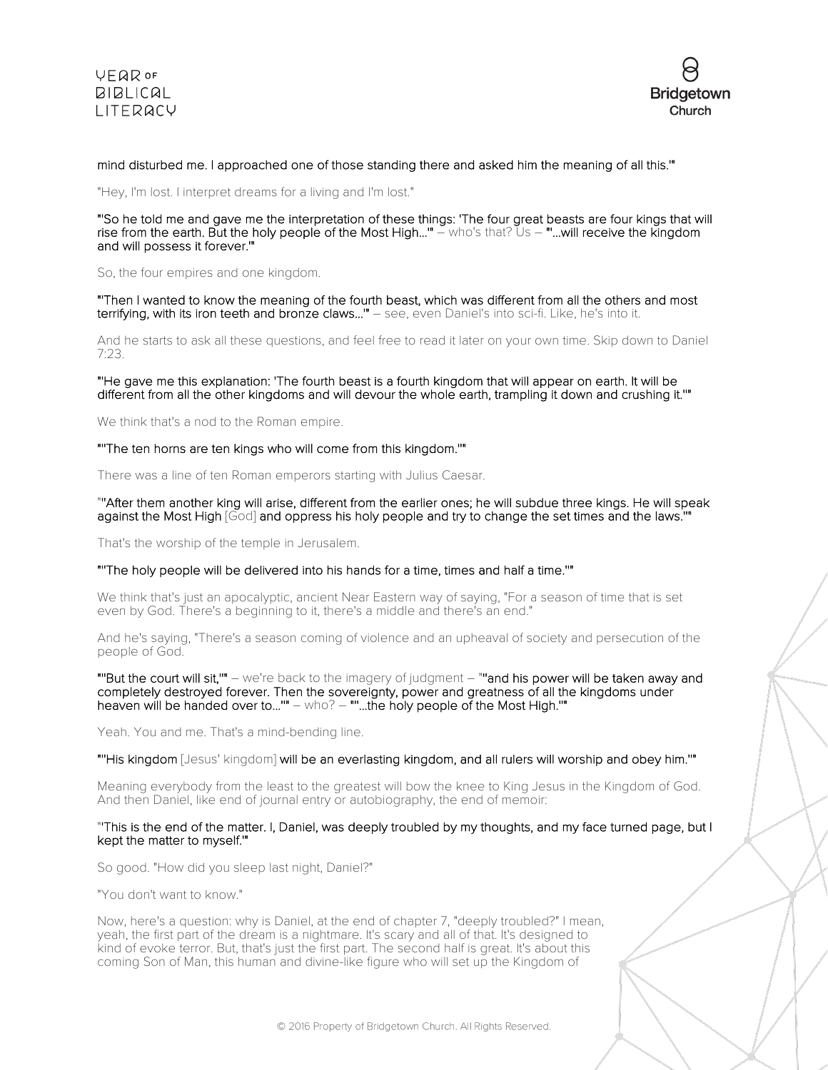mind disturbed me. I approached one of those standing there and asked him the meaning of all this.'"

"Hey, I'm lost. I interpret dreams for a living and I'm lost."

**"'So he told me and gave me the interpretation of these things: 'The four great beasts are four kings that will rise from the earth. But the holy people of the Most High…'"** – who's that? Us – **"'…will receive the kingdom and will possess it forever.'"**

So, the four empires and one kingdom.

**"'Then I wanted to know the meaning of the fourth beast, which was different from all the others and most terrifying, with its iron teeth and bronze claws…'"** – see, even Daniel's into sci-fi. Like, he's into it.

And he starts to ask all these questions, and feel free to read it later on your own time. Skip down to Daniel 7:23.

**"'He gave me this explanation: 'The fourth beast is a fourth kingdom that will appear on earth. It will be different from all the other kingdoms and will devour the whole earth, trampling it down and crushing it.''"**

We think that's a nod to the Roman empire.

**"''The ten horns are ten kings who will come from this kingdom.''"**

There was a line of ten Roman emperors starting with Julius Caesar.

**"''After them another king will arise, different from the earlier ones; he will subdue three kings. He will speak against the Most High** [God] **and oppress his holy people and try to change the set times and the laws.''"**

That's the worship of the temple in Jerusalem.

**"''The holy people will be delivered into his hands for a time, times and half a time.''"**

We think that's just an apocalyptic, ancient Near Eastern way of saying, "For a season of time that is set even by God. There's a beginning to it, there's a middle and there's an end."

And he's saying, "There's a season coming of violence and an upheaval of society and persecution of the people of God.

**"''But the court will sit,''"** – we're back to the imagery of judgment – **"''and his power will be taken away and completely destroyed forever. Then the sovereignty, power and greatness of all the kingdoms under heaven will be handed over to…''"** – who? – **"''…the holy people of the Most High.''"**

Yeah. You and me. That's a mind-bending line.

**"''His kingdom** [Jesus' kingdom] **will be an everlasting kingdom, and all rulers will worship and obey him.''"**

Meaning everybody from the least to the greatest will bow the knee to King Jesus in the Kingdom of God. And then Daniel, like end of journal entry or autobiography, the end of memoir:

**"'This is the end of the matter. I, Daniel, was deeply troubled by my thoughts, and my face turned page, but I kept the matter to myself.'"**

So good. "How did you sleep last night, Daniel?"

"You don't want to know."

Now, here's a question: why is Daniel, at the end of chapter 7, "deeply troubled?" I mean, yeah, the first part of the dream is a nightmare. It's scary and all of that. It's designed to kind of evoke terror. But, that's just the first part. The second half is great. It's about this coming Son of Man, this human and divine-like figure who will set up the Kingdom of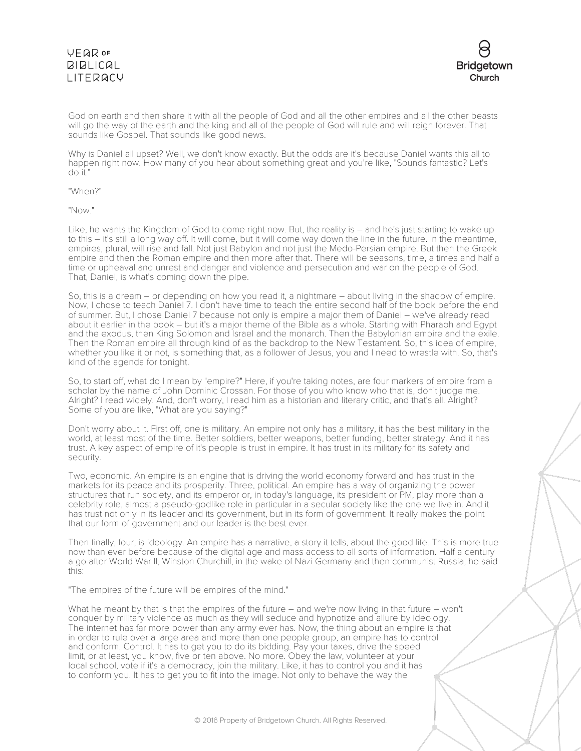God on earth and then share it with all the people of God and all the other empires and all the other beasts will go the way of the earth and the king and all of the people of God will rule and will reign forever. That sounds like Gospel. That sounds like good news.

Why is Daniel all upset? Well, we don't know exactly. But the odds are it's because Daniel wants this all to happen right now. How many of you hear about something great and you're like, "Sounds fantastic? Let's do it."

"When?"

"Now."

Like, he wants the Kingdom of God to come right now. But, the reality is – and he's just starting to wake up to this – it's still a long way off. It will come, but it will come way down the line in the future. In the meantime, empires, plural, will rise and fall. Not just Babylon and not just the Medo-Persian empire. But then the Greek empire and then the Roman empire and then more after that. There will be seasons, time, a times and half a time or upheaval and unrest and danger and violence and persecution and war on the people of God. That, Daniel, is what's coming down the pipe.

So, this is a dream – or depending on how you read it, a nightmare – about living in the shadow of empire. Now, I chose to teach Daniel 7. I don't have time to teach the entire second half of the book before the end of summer. But, I chose Daniel 7 because not only is empire a major them of Daniel – we've already read about it earlier in the book – but it's a major theme of the Bible as a whole. Starting with Pharaoh and Egypt and the exodus, then King Solomon and Israel and the monarch. Then the Babylonian empire and the exile. Then the Roman empire all through kind of as the backdrop to the New Testament. So, this idea of empire, whether you like it or not, is something that, as a follower of Jesus, you and I need to wrestle with. So, that's kind of the agenda for tonight.

So, to start off, what do I mean by "empire?" Here, if you're taking notes, are four markers of empire from a scholar by the name of John Dominic Crossan. For those of you who know who that is, don't judge me. Alright? I read widely. And, don't worry, I read him as a historian and literary critic, and that's all. Alright? Some of you are like, "What are you saying?"

Don't worry about it. First off, one is military. An empire not only has a military, it has the best military in the world, at least most of the time. Better soldiers, better weapons, better funding, better strategy. And it has trust. A key aspect of empire of it's people is trust in empire. It has trust in its military for its safety and security.

Two, economic. An empire is an engine that is driving the world economy forward and has trust in the markets for its peace and its prosperity. Three, political. An empire has a way of organizing the power structures that run society, and its emperor or, in today's language, its president or PM, play more than a celebrity role, almost a pseudo-godlike role in particular in a secular society like the one we live in. And it has trust not only in its leader and its government, but in its form of government. It really makes the point that our form of government and our leader is the best ever.

Then finally, four, is ideology. An empire has a narrative, a story it tells, about the good life. This is more true now than ever before because of the digital age and mass access to all sorts of information. Half a century a go after World War II, Winston Churchill, in the wake of Nazi Germany and then communist Russia, he said this:

"The empires of the future will be empires of the mind."

What he meant by that is that the empires of the future – and we're now living in that future – won't conquer by military violence as much as they will seduce and hypnotize and allure by ideology. The internet has far more power than any army ever has. Now, the thing about an empire is that in order to rule over a large area and more than one people group, an empire has to control and conform. Control. It has to get you to do its bidding. Pay your taxes, drive the speed limit, or at least, you know, five or ten above. No more. Obey the law, volunteer at your local school, vote if it's a democracy, join the military. Like, it has to control you and it has to conform you. It has to get you to fit into the image. Not only to behave the way the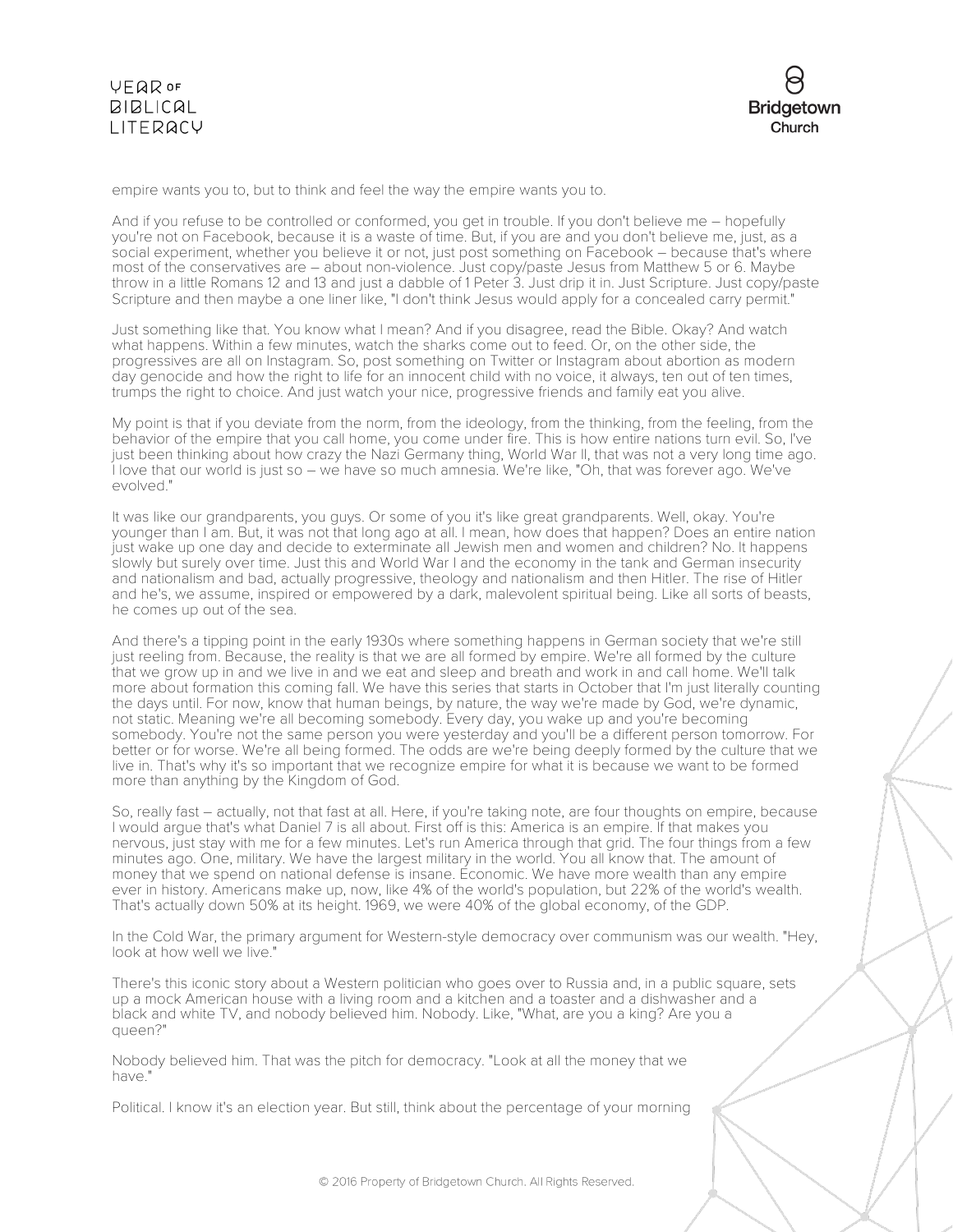empire wants you to, but to think and feel the way the empire wants you to.

And if you refuse to be controlled or conformed, you get in trouble. If you don't believe me – hopefully you're not on Facebook, because it is a waste of time. But, if you are and you don't believe me, just, as a social experiment, whether you believe it or not, just post something on Facebook – because that's where most of the conservatives are – about non-violence. Just copy/paste Jesus from Matthew 5 or 6. Maybe throw in a little Romans 12 and 13 and just a dabble of 1 Peter 3. Just drip it in. Just Scripture. Just copy/paste Scripture and then maybe a one liner like, "I don't think Jesus would apply for a concealed carry permit."

Just something like that. You know what I mean? And if you disagree, read the Bible. Okay? And watch what happens. Within a few minutes, watch the sharks come out to feed. Or, on the other side, the progressives are all on Instagram. So, post something on Twitter or Instagram about abortion as modern day genocide and how the right to life for an innocent child with no voice, it always, ten out of ten times, trumps the right to choice. And just watch your nice, progressive friends and family eat you alive.

My point is that if you deviate from the norm, from the ideology, from the thinking, from the feeling, from the behavior of the empire that you call home, you come under fire. This is how entire nations turn evil. So, I've just been thinking about how crazy the Nazi Germany thing, World War II, that was not a very long time ago. I love that our world is just so – we have so much amnesia. We're like, "Oh, that was forever ago. We've evolved."

It was like our grandparents, you guys. Or some of you it's like great grandparents. Well, okay. You're younger than I am. But, it was not that long ago at all. I mean, how does that happen? Does an entire nation just wake up one day and decide to exterminate all Jewish men and women and children? No. It happens slowly but surely over time. Just this and World War I and the economy in the tank and German insecurity and nationalism and bad, actually progressive, theology and nationalism and then Hitler. The rise of Hitler and he's, we assume, inspired or empowered by a dark, malevolent spiritual being. Like all sorts of beasts, he comes up out of the sea.

And there's a tipping point in the early 1930s where something happens in German society that we're still just reeling from. Because, the reality is that we are all formed by empire. We're all formed by the culture that we grow up in and we live in and we eat and sleep and breath and work in and call home. We'll talk more about formation this coming fall. We have this series that starts in October that I'm just literally counting the days until. For now, know that human beings, by nature, the way we're made by God, we're dynamic, not static. Meaning we're all becoming somebody. Every day, you wake up and you're becoming somebody. You're not the same person you were yesterday and you'll be a different person tomorrow. For better or for worse. We're all being formed. The odds are we're being deeply formed by the culture that we live in. That's why it's so important that we recognize empire for what it is because we want to be formed more than anything by the Kingdom of God.

So, really fast – actually, not that fast at all. Here, if you're taking note, are four thoughts on empire, because I would argue that's what Daniel 7 is all about. First off is this: America is an empire. If that makes you nervous, just stay with me for a few minutes. Let's run America through that grid. The four things from a few minutes ago. One, military. We have the largest military in the world. You all know that. The amount of money that we spend on national defense is insane. Economic. We have more wealth than any empire ever in history. Americans make up, now, like 4% of the world's population, but 22% of the world's wealth. That's actually down 50% at its height. 1969, we were 40% of the global economy, of the GDP.

In the Cold War, the primary argument for Western-style democracy over communism was our wealth. "Hey, look at how well we live."

There's this iconic story about a Western politician who goes over to Russia and, in a public square, sets up a mock American house with a living room and a kitchen and a toaster and a dishwasher and a black and white TV, and nobody believed him. Nobody. Like, "What, are you a king? Are you a queen?"

Nobody believed him. That was the pitch for democracy. "Look at all the money that we have."

Political. I know it's an election year. But still, think about the percentage of your morning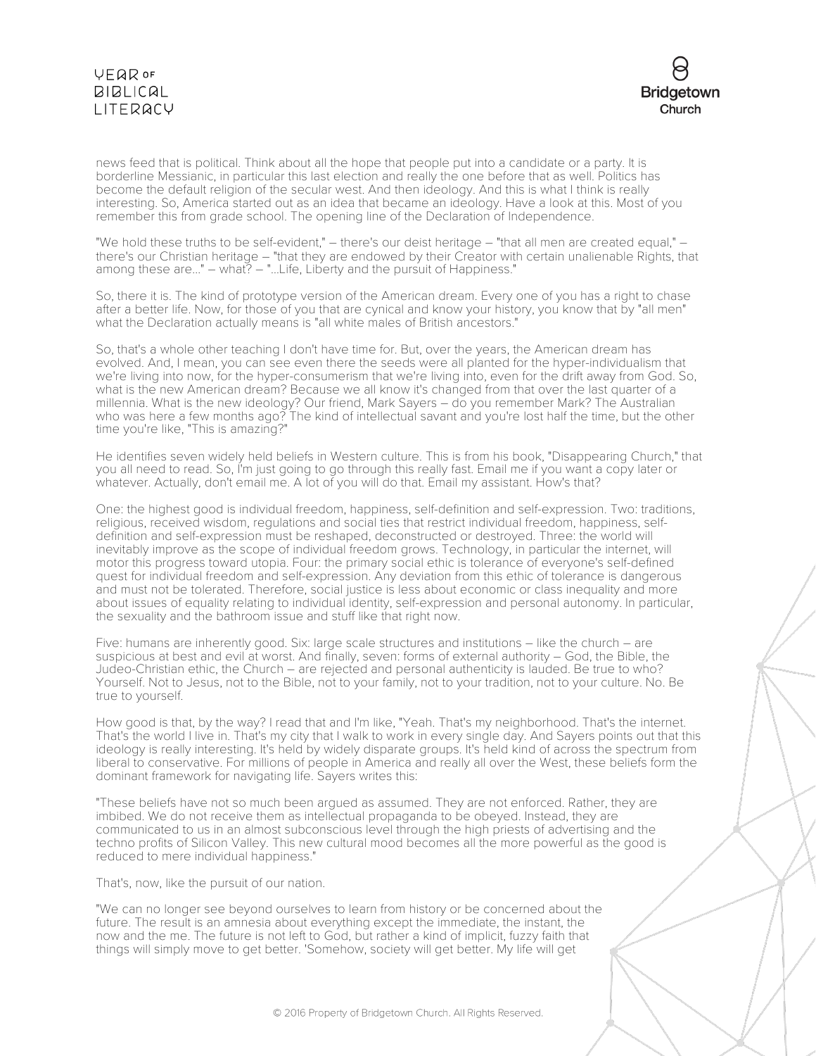news feed that is political. Think about all the hope that people put into a candidate or a party. It is borderline Messianic, in particular this last election and really the one before that as well. Politics has become the default religion of the secular west. And then ideology. And this is what I think is really interesting. So, America started out as an idea that became an ideology. Have a look at this. Most of you remember this from grade school. The opening line of the Declaration of Independence.

"We hold these truths to be self-evident," – there's our deist heritage – "that all men are created equal," – there's our Christian heritage – "that they are endowed by their Creator with certain unalienable Rights, that among these are..." – what? – "...Life, Liberty and the pursuit of Happiness."

So, there it is. The kind of prototype version of the American dream. Every one of you has a right to chase after a better life. Now, for those of you that are cynical and know your history, you know that by "all men" what the Declaration actually means is "all white males of British ancestors."

So, that's a whole other teaching I don't have time for. But, over the years, the American dream has evolved. And, I mean, you can see even there the seeds were all planted for the hyper-individualism that we're living into now, for the hyper-consumerism that we're living into, even for the drift away from God. So, what is the new American dream? Because we all know it's changed from that over the last quarter of a millennia. What is the new ideology? Our friend, Mark Sayers – do you remember Mark? The Australian who was here a few months ago? The kind of intellectual savant and you're lost half the time, but the other time you're like, "This is amazing?"

He identifies seven widely held beliefs in Western culture. This is from his book, "Disappearing Church," that you all need to read. So, I'm just going to go through this really fast. Email me if you want a copy later or whatever. Actually, don't email me. A lot of you will do that. Email my assistant. How's that?

One: the highest good is individual freedom, happiness, self-definition and self-expression. Two: traditions, religious, received wisdom, regulations and social ties that restrict individual freedom, happiness, self-definition and self-expression must be reshaped, deconstructed or destroyed. Three: the world will inevitably improve as the scope of individual freedom grows. Technology, in particular the internet, will motor this progress toward utopia. Four: the primary social ethic is tolerance of everyone's self-defined quest for individual freedom and self-expression. Any deviation from this ethic of tolerance is dangerous and must not be tolerated. Therefore, social justice is less about economic or class inequality and more about issues of equality relating to individual identity, self-expression and personal autonomy. In particular, the sexuality and the bathroom issue and stuff like that right now.

Five: humans are inherently good. Six: large scale structures and institutions – like the church – are suspicious at best and evil at worst. And finally, seven: forms of external authority – God, the Bible, the Judeo-Christian ethic, the Church – are rejected and personal authenticity is lauded. Be true to who? Yourself. Not to Jesus, not to the Bible, not to your family, not to your tradition, not to your culture. No. Be true to yourself.

How good is that, by the way? I read that and I'm like, "Yeah. That's my neighborhood. That's the internet. That's the world I live in. That's my city that I walk to work in every single day. And Sayers points out that this ideology is really interesting. It's held by widely disparate groups. It's held kind of across the spectrum from liberal to conservative. For millions of people in America and really all over the West, these beliefs form the dominant framework for navigating life. Sayers writes this:

"These beliefs have not so much been argued as assumed. They are not enforced. Rather, they are imbibed. We do not receive them as intellectual propaganda to be obeyed. Instead, they are communicated to us in an almost subconscious level through the high priests of advertising and the techno profits of Silicon Valley. This new cultural mood becomes all the more powerful as the good is reduced to mere individual happiness."

That's, now, like the pursuit of our nation.

"We can no longer see beyond ourselves to learn from history or be concerned about the future. The result is an amnesia about everything except the immediate, the instant, the now and the me. The future is not left to God, but rather a kind of implicit, fuzzy faith that things will simply move to get better. 'Somehow, society will get better. My life will get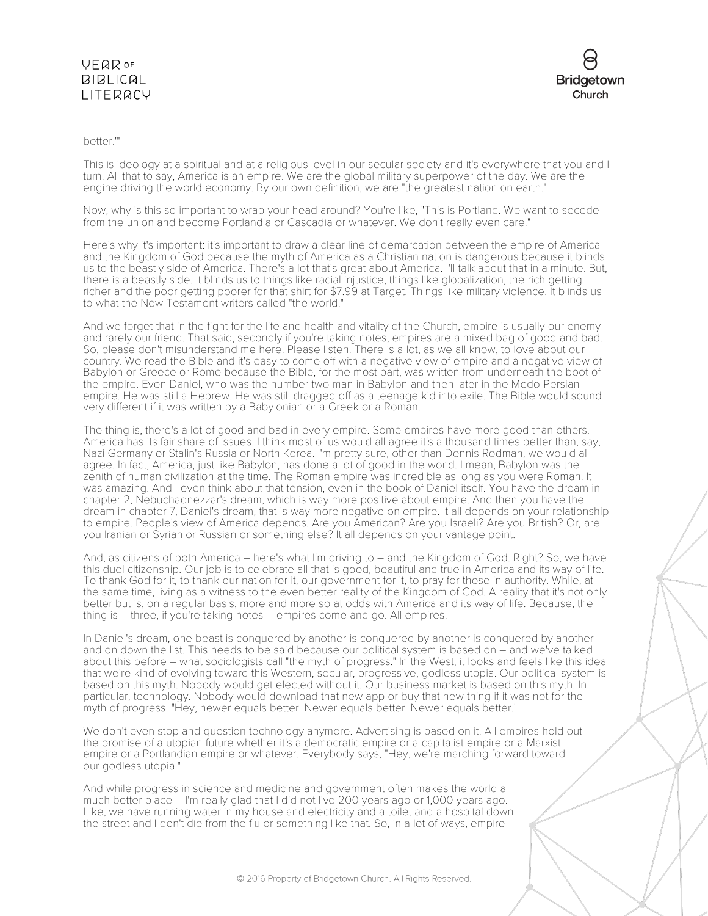better.'"

This is ideology at a spiritual and at a religious level in our secular society and it's everywhere that you and I turn. All that to say, America is an empire. We are the global military superpower of the day. We are the engine driving the world economy. By our own definition, we are "the greatest nation on earth."

Now, why is this so important to wrap your head around? You're like, "This is Portland. We want to secede from the union and become Portlandia or Cascadia or whatever. We don't really even care."

Here's why it's important: it's important to draw a clear line of demarcation between the empire of America and the Kingdom of God because the myth of America as a Christian nation is dangerous because it blinds us to the beastly side of America. There's a lot that's great about America. I'll talk about that in a minute. But, there is a beastly side. It blinds us to things like racial injustice, things like globalization, the rich getting richer and the poor getting poorer for that shirt for $7.99 at Target. Things like military violence. It blinds us to what the New Testament writers called "the world."

And we forget that in the fight for the life and health and vitality of the Church, empire is usually our enemy and rarely our friend. That said, secondly if you're taking notes, empires are a mixed bag of good and bad. So, please don't misunderstand me here. Please listen. There is a lot, as we all know, to love about our country. We read the Bible and it's easy to come off with a negative view of empire and a negative view of Babylon or Greece or Rome because the Bible, for the most part, was written from underneath the boot of the empire. Even Daniel, who was the number two man in Babylon and then later in the Medo-Persian empire. He was still a Hebrew. He was still dragged off as a teenage kid into exile. The Bible would sound very different if it was written by a Babylonian or a Greek or a Roman.

The thing is, there's a lot of good and bad in every empire. Some empires have more good than others. America has its fair share of issues. I think most of us would all agree it's a thousand times better than, say, Nazi Germany or Stalin's Russia or North Korea. I'm pretty sure, other than Dennis Rodman, we would all agree. In fact, America, just like Babylon, has done a lot of good in the world. I mean, Babylon was the zenith of human civilization at the time. The Roman empire was incredible as long as you were Roman. It was amazing. And I even think about that tension, even in the book of Daniel itself. You have the dream in chapter 2, Nebuchadnezzar's dream, which is way more positive about empire. And then you have the dream in chapter 7, Daniel's dream, that is way more negative on empire. It all depends on your relationship to empire. People's view of America depends. Are you American? Are you Israeli? Are you British? Or, are you Iranian or Syrian or Russian or something else? It all depends on your vantage point.

And, as citizens of both America – here's what I'm driving to – and the Kingdom of God. Right? So, we have this duel citizenship. Our job is to celebrate all that is good, beautiful and true in America and its way of life. To thank God for it, to thank our nation for it, our government for it, to pray for those in authority. While, at the same time, living as a witness to the even better reality of the Kingdom of God. A reality that it's not only better but is, on a regular basis, more and more so at odds with America and its way of life. Because, the thing is – three, if you're taking notes – empires come and go. All empires.

In Daniel's dream, one beast is conquered by another is conquered by another is conquered by another and on down the list. This needs to be said because our political system is based on – and we've talked about this before – what sociologists call "the myth of progress." In the West, it looks and feels like this idea that we're kind of evolving toward this Western, secular, progressive, godless utopia. Our political system is based on this myth. Nobody would get elected without it. Our business market is based on this myth. In particular, technology. Nobody would download that new app or buy that new thing if it was not for the myth of progress. "Hey, newer equals better. Newer equals better. Newer equals better."

We don't even stop and question technology anymore. Advertising is based on it. All empires hold out the promise of a utopian future whether it's a democratic empire or a capitalist empire or a Marxist empire or a Portlandian empire or whatever. Everybody says, "Hey, we're marching forward toward our godless utopia."

And while progress in science and medicine and government often makes the world a much better place – I'm really glad that I did not live 200 years ago or 1,000 years ago. Like, we have running water in my house and electricity and a toilet and a hospital down the street and I don't die from the flu or something like that. So, in a lot of ways, empire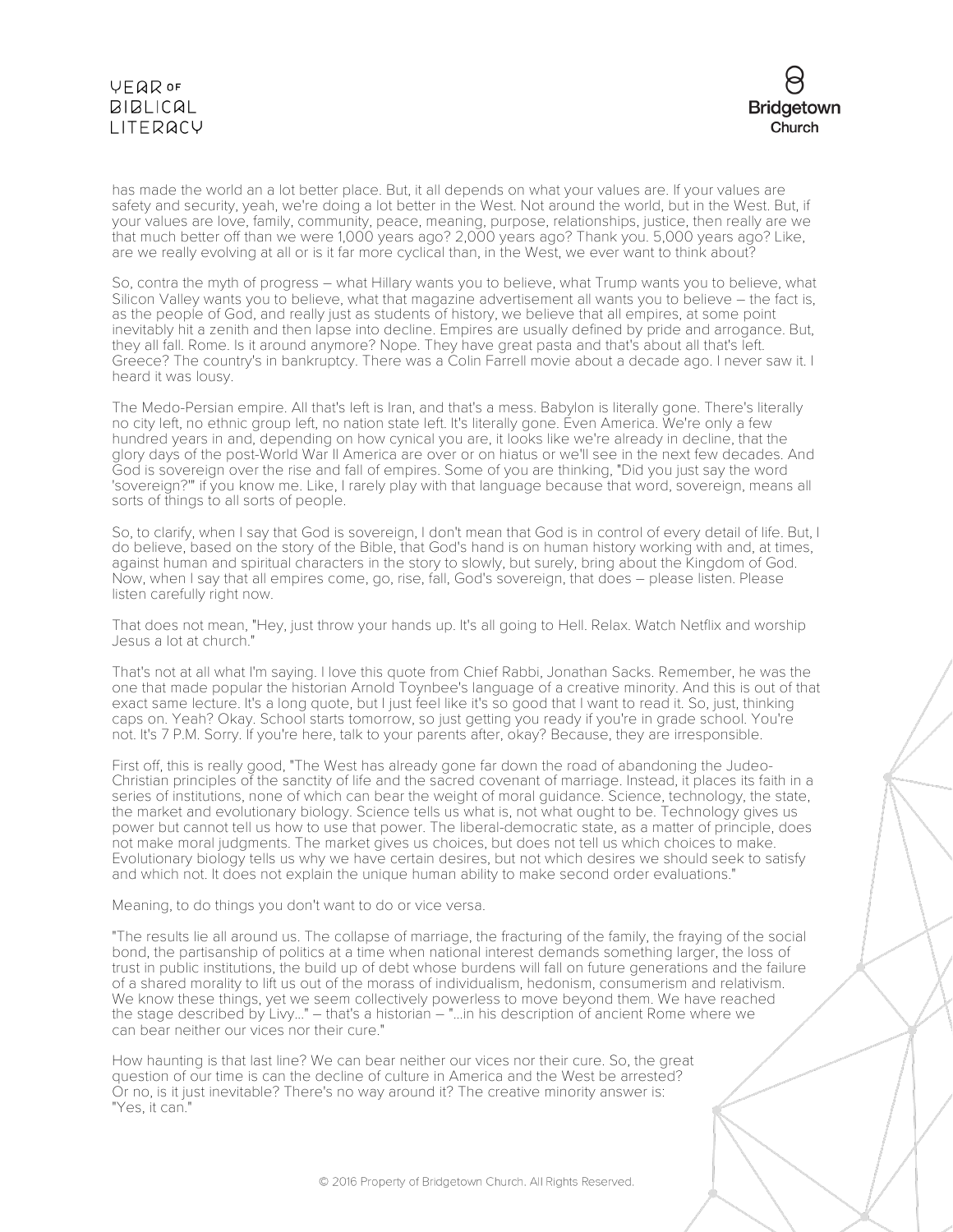has made the world an a lot better place. But, it all depends on what your values are. If your values are safety and security, yeah, we're doing a lot better in the West. Not around the world, but in the West. But, if your values are love, family, community, peace, meaning, purpose, relationships, justice, then really are we that much better off than we were 1,000 years ago? 2,000 years ago? Thank you. 5,000 years ago? Like, are we really evolving at all or is it far more cyclical than, in the West, we ever want to think about?

So, contra the myth of progress – what Hillary wants you to believe, what Trump wants you to believe, what Silicon Valley wants you to believe, what that magazine advertisement all wants you to believe – the fact is, as the people of God, and really just as students of history, we believe that all empires, at some point inevitably hit a zenith and then lapse into decline. Empires are usually defined by pride and arrogance. But, they all fall. Rome. Is it around anymore? Nope. They have great pasta and that's about all that's left. Greece? The country's in bankruptcy. There was a Colin Farrell movie about a decade ago. I never saw it. I heard it was lousy.

The Medo-Persian empire. All that's left is Iran, and that's a mess. Babylon is literally gone. There's literally no city left, no ethnic group left, no nation state left. It's literally gone. Even America. We're only a few hundred years in and, depending on how cynical you are, it looks like we're already in decline, that the glory days of the post-World War II America are over or on hiatus or we'll see in the next few decades. And God is sovereign over the rise and fall of empires. Some of you are thinking, "Did you just say the word 'sovereign?'" if you know me. Like, I rarely play with that language because that word, sovereign, means all sorts of things to all sorts of people.

So, to clarify, when I say that God is sovereign, I don't mean that God is in control of every detail of life. But, I do believe, based on the story of the Bible, that God's hand is on human history working with and, at times, against human and spiritual characters in the story to slowly, but surely, bring about the Kingdom of God. Now, when I say that all empires come, go, rise, fall, God's sovereign, that does – please listen. Please listen carefully right now.

That does not mean, "Hey, just throw your hands up. It's all going to Hell. Relax. Watch Netflix and worship Jesus a lot at church."

That's not at all what I'm saying. I love this quote from Chief Rabbi, Jonathan Sacks. Remember, he was the one that made popular the historian Arnold Toynbee's language of a creative minority. And this is out of that exact same lecture. It's a long quote, but I just feel like it's so good that I want to read it. So, just, thinking caps on. Yeah? Okay. School starts tomorrow, so just getting you ready if you're in grade school. You're not. It's 7 P.M. Sorry. If you're here, talk to your parents after, okay? Because, they are irresponsible.

First off, this is really good, "The West has already gone far down the road of abandoning the Judeo-Christian principles of the sanctity of life and the sacred covenant of marriage. Instead, it places its faith in a series of institutions, none of which can bear the weight of moral guidance. Science, technology, the state, the market and evolutionary biology. Science tells us what is, not what ought to be. Technology gives us power but cannot tell us how to use that power. The liberal-democratic state, as a matter of principle, does not make moral judgments. The market gives us choices, but does not tell us which choices to make. Evolutionary biology tells us why we have certain desires, but not which desires we should seek to satisfy and which not. It does not explain the unique human ability to make second order evaluations."

Meaning, to do things you don't want to do or vice versa.

"The results lie all around us. The collapse of marriage, the fracturing of the family, the fraying of the social bond, the partisanship of politics at a time when national interest demands something larger, the loss of trust in public institutions, the build up of debt whose burdens will fall on future generations and the failure of a shared morality to lift us out of the morass of individualism, hedonism, consumerism and relativism. We know these things, yet we seem collectively powerless to move beyond them. We have reached the stage described by Livy..." – that's a historian – "...in his description of ancient Rome where we can bear neither our vices nor their cure."

How haunting is that last line? We can bear neither our vices nor their cure. So, the great question of our time is can the decline of culture in America and the West be arrested? Or no, is it just inevitable? There's no way around it? The creative minority answer is: "Yes, it can."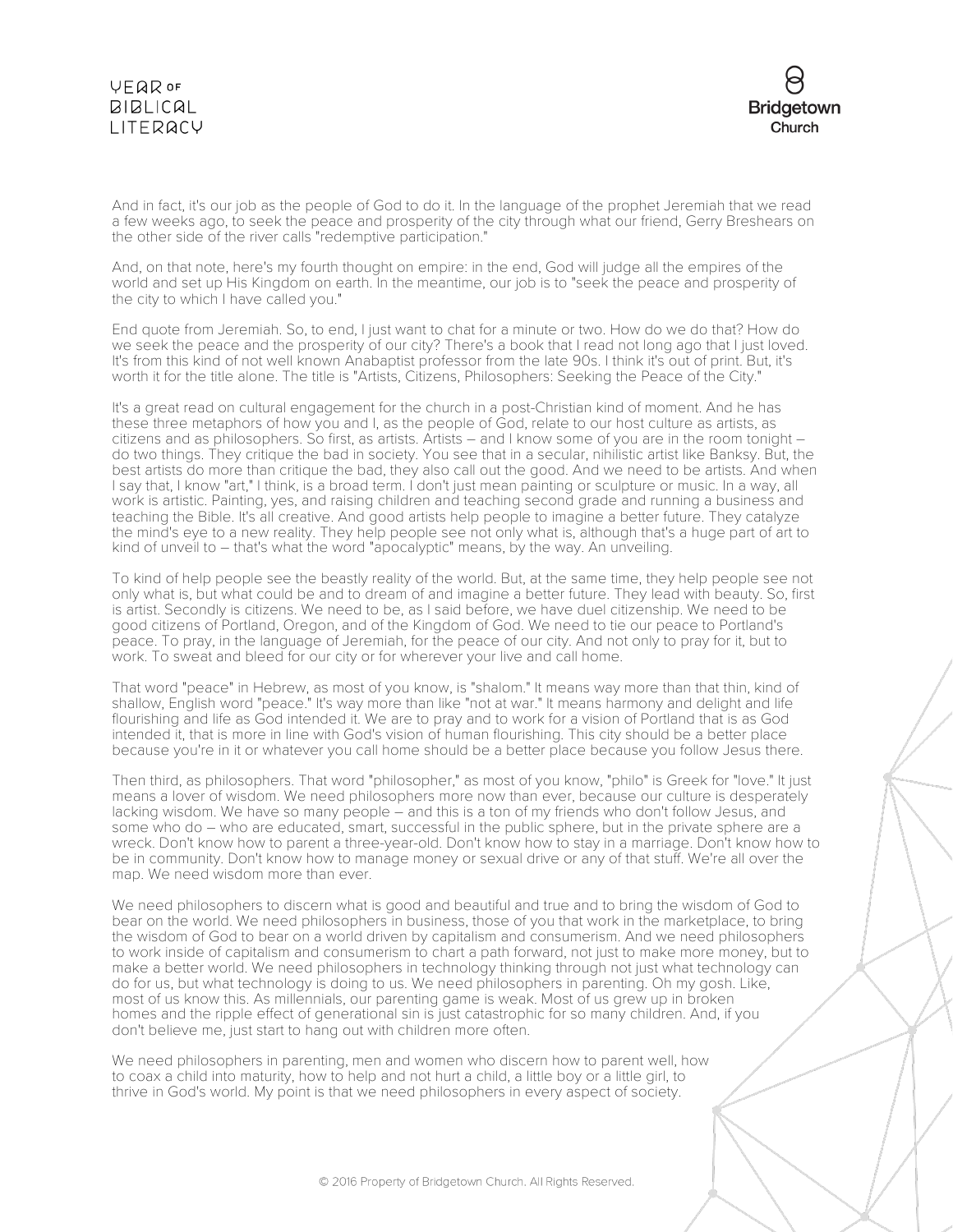And in fact, it's our job as the people of God to do it. In the language of the prophet Jeremiah that we read a few weeks ago, to seek the peace and prosperity of the city through what our friend, Gerry Breshears on the other side of the river calls "redemptive participation."

And, on that note, here's my fourth thought on empire: in the end, God will judge all the empires of the world and set up His Kingdom on earth. In the meantime, our job is to "seek the peace and prosperity of the city to which I have called you."

End quote from Jeremiah. So, to end, I just want to chat for a minute or two. How do we do that? How do we seek the peace and the prosperity of our city? There's a book that I read not long ago that I just loved. It's from this kind of not well known Anabaptist professor from the late 90s. I think it's out of print. But, it's worth it for the title alone. The title is "Artists, Citizens, Philosophers: Seeking the Peace of the City."

It's a great read on cultural engagement for the church in a post-Christian kind of moment. And he has these three metaphors of how you and I, as the people of God, relate to our host culture as artists, as citizens and as philosophers. So first, as artists. Artists – and I know some of you are in the room tonight – do two things. They critique the bad in society. You see that in a secular, nihilistic artist like Banksy. But, the best artists do more than critique the bad, they also call out the good. And we need to be artists. And when I say that, I know "art," I think, is a broad term. I don't just mean painting or sculpture or music. In a way, all work is artistic. Painting, yes, and raising children and teaching second grade and running a business and teaching the Bible. It's all creative. And good artists help people to imagine a better future. They catalyze the mind's eye to a new reality. They help people see not only what is, although that's a huge part of art to kind of unveil to – that's what the word "apocalyptic" means, by the way. An unveiling.

To kind of help people see the beastly reality of the world. But, at the same time, they help people see not only what is, but what could be and to dream of and imagine a better future. They lead with beauty. So, first is artist. Secondly is citizens. We need to be, as I said before, we have duel citizenship. We need to be good citizens of Portland, Oregon, and of the Kingdom of God. We need to tie our peace to Portland's peace. To pray, in the language of Jeremiah, for the peace of our city. And not only to pray for it, but to work. To sweat and bleed for our city or for wherever your live and call home.

That word "peace" in Hebrew, as most of you know, is "shalom." It means way more than that thin, kind of shallow, English word "peace." It's way more than like "not at war." It means harmony and delight and life flourishing and life as God intended it. We are to pray and to work for a vision of Portland that is as God intended it, that is more in line with God's vision of human flourishing. This city should be a better place because you're in it or whatever you call home should be a better place because you follow Jesus there.

Then third, as philosophers. That word "philosopher," as most of you know, "philo" is Greek for "love." It just means a lover of wisdom. We need philosophers more now than ever, because our culture is desperately lacking wisdom. We have so many people – and this is a ton of my friends who don't follow Jesus, and some who do – who are educated, smart, successful in the public sphere, but in the private sphere are a wreck. Don't know how to parent a three-year-old. Don't know how to stay in a marriage. Don't know how to be in community. Don't know how to manage money or sexual drive or any of that stuff. We're all over the map. We need wisdom more than ever.

We need philosophers to discern what is good and beautiful and true and to bring the wisdom of God to bear on the world. We need philosophers in business, those of you that work in the marketplace, to bring the wisdom of God to bear on a world driven by capitalism and consumerism. And we need philosophers to work inside of capitalism and consumerism to chart a path forward, not just to make more money, but to make a better world. We need philosophers in technology thinking through not just what technology can do for us, but what technology is doing to us. We need philosophers in parenting. Oh my gosh. Like, most of us know this. As millennials, our parenting game is weak. Most of us grew up in broken homes and the ripple effect of generational sin is just catastrophic for so many children. And, if you don't believe me, just start to hang out with children more often.

We need philosophers in parenting, men and women who discern how to parent well, how to coax a child into maturity, how to help and not hurt a child, a little boy or a little girl, to thrive in God's world. My point is that we need philosophers in every aspect of society.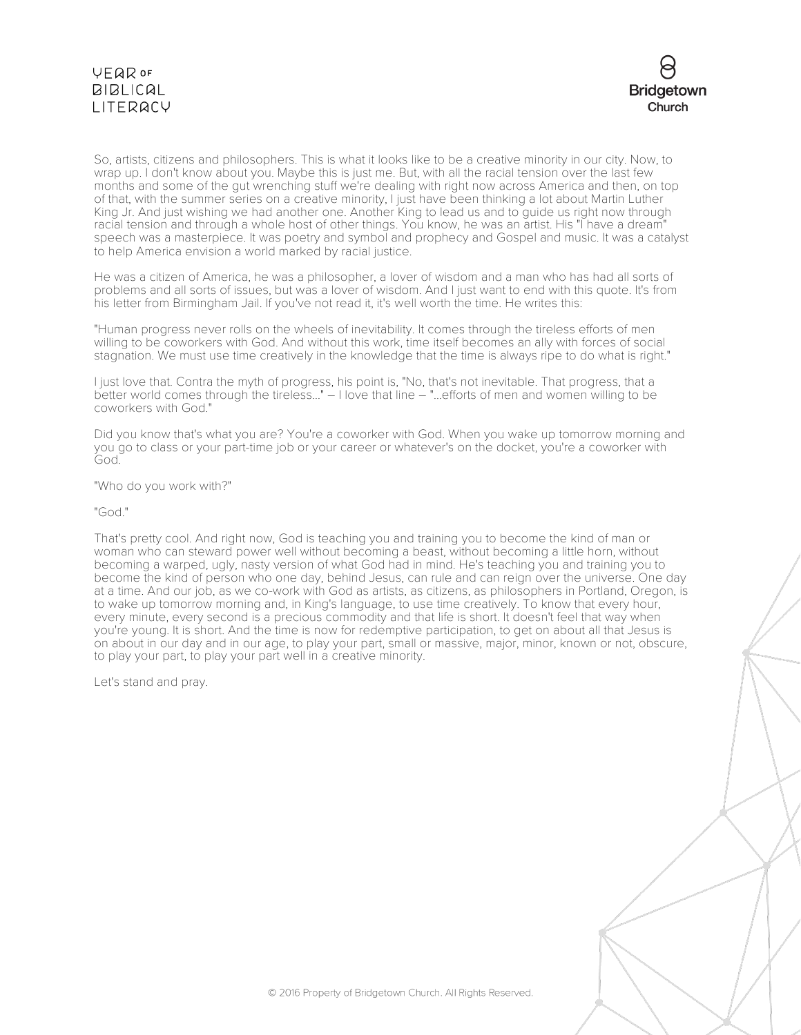So, artists, citizens and philosophers. This is what it looks like to be a creative minority in our city. Now, to wrap up. I don't know about you. Maybe this is just me. But, with all the racial tension over the last few months and some of the gut wrenching stuff we're dealing with right now across America and then, on top of that, with the summer series on a creative minority, I just have been thinking a lot about Martin Luther King Jr. And just wishing we had another one. Another King to lead us and to guide us right now through racial tension and through a whole host of other things. You know, he was an artist. His "I have a dream" speech was a masterpiece. It was poetry and symbol and prophecy and Gospel and music. It was a catalyst to help America envision a world marked by racial justice.

He was a citizen of America, he was a philosopher, a lover of wisdom and a man who has had all sorts of problems and all sorts of issues, but was a lover of wisdom. And I just want to end with this quote. It's from his letter from Birmingham Jail. If you've not read it, it's well worth the time. He writes this:

"Human progress never rolls on the wheels of inevitability. It comes through the tireless efforts of men willing to be coworkers with God. And without this work, time itself becomes an ally with forces of social stagnation. We must use time creatively in the knowledge that the time is always ripe to do what is right."

I just love that. Contra the myth of progress, his point is, "No, that's not inevitable. That progress, that a better world comes through the tireless..." – I love that line – "...efforts of men and women willing to be coworkers with God."

Did you know that's what you are? You're a coworker with God. When you wake up tomorrow morning and you go to class or your part-time job or your career or whatever's on the docket, you're a coworker with God.

"Who do you work with?"

"God."

That's pretty cool. And right now, God is teaching you and training you to become the kind of man or woman who can steward power well without becoming a beast, without becoming a little horn, without becoming a warped, ugly, nasty version of what God had in mind. He's teaching you and training you to become the kind of person who one day, behind Jesus, can rule and can reign over the universe. One day at a time. And our job, as we co-work with God as artists, as citizens, as philosophers in Portland, Oregon, is to wake up tomorrow morning and, in King's language, to use time creatively. To know that every hour, every minute, every second is a precious commodity and that life is short. It doesn't feel that way when you're young. It is short. And the time is now for redemptive participation, to get on about all that Jesus is on about in our day and in our age, to play your part, small or massive, major, minor, known or not, obscure, to play your part, to play your part well in a creative minority.

Let's stand and pray.